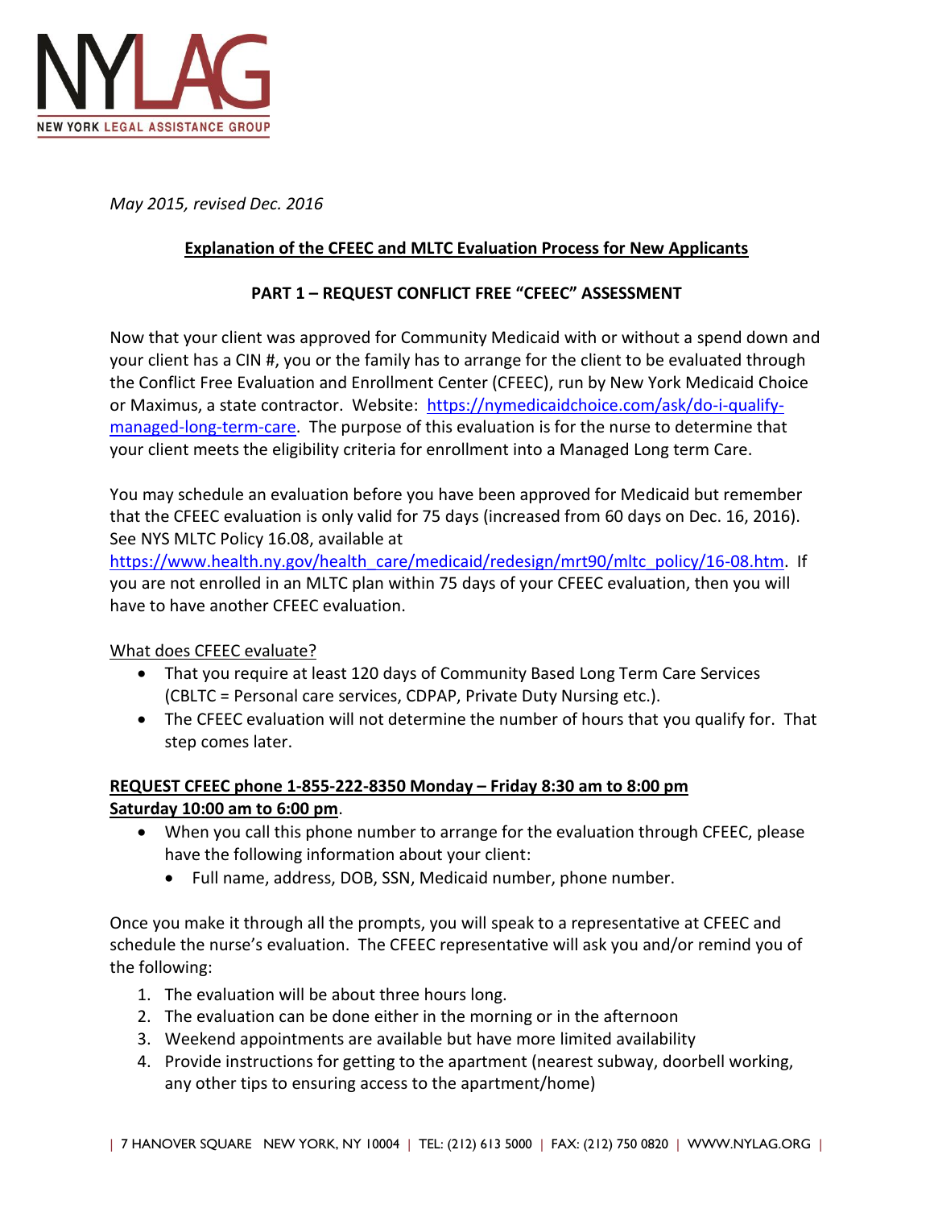NYLAG

NEW YORK LEGAL ASSISTANCE GROUP

*May 2015, revised Dec. 2016*

## Explanation of the CFEEC and MLTC Evaluation Process for New Applicants

### PART 1 – REQUEST CONFLICT FREE "CFEEC" ASSESSMENT

Now that your client was approved for Community Medicaid with or without a spend down and your client has a CIN #, you or the family has to arrange for the client to be evaluated through the Conflict Free Evaluation and Enrollment Center (CFEEC), run by New York Medicaid Choice or Maximus, a state contractor. Website: [https://nymedicaidchoice.com/ask/do-i-qualify-managed-long-term-care](https://nymedicaidchoice.com/ask/do-i-qualify-managed-long-term-care). The purpose of this evaluation is for the nurse to determine that your client meets the eligibility criteria for enrollment into a Managed Long term Care.

You may schedule an evaluation before you have been approved for Medicaid but remember that the CFEEC evaluation is only valid for 75 days (increased from 60 days on Dec. 16, 2016). See NYS MLTC Policy 16.08, available at [https://www.health.ny.gov/health_care/medicaid/redesign/mrt90/mltc_policy/16-08.htm](https://www.health.ny.gov/health_care/medicaid/redesign/mrt90/mltc_policy/16-08.htm). If you are not enrolled in an MLTC plan within 75 days of your CFEEC evaluation, then you will have to have another CFEEC evaluation.

What does CFEEC evaluate?

- That you require at least 120 days of Community Based Long Term Care Services (CBLTC = Personal care services, CDPAP, Private Duty Nursing etc.).
- The CFEEC evaluation will not determine the number of hours that you qualify for. That step comes later.

**REQUEST CFEEC phone 1-855-222-8350 Monday – Friday 8:30 am to 8:00 pm Saturday 10:00 am to 6:00 pm**.

- When you call this phone number to arrange for the evaluation through CFEEC, please have the following information about your client:
  - Full name, address, DOB, SSN, Medicaid number, phone number.

Once you make it through all the prompts, you will speak to a representative at CFEEC and schedule the nurse's evaluation. The CFEEC representative will ask you and/or remind you of the following:

1. The evaluation will be about three hours long.
2. The evaluation can be done either in the morning or in the afternoon
3. Weekend appointments are available but have more limited availability
4. Provide instructions for getting to the apartment (nearest subway, doorbell working, any other tips to ensuring access to the apartment/home)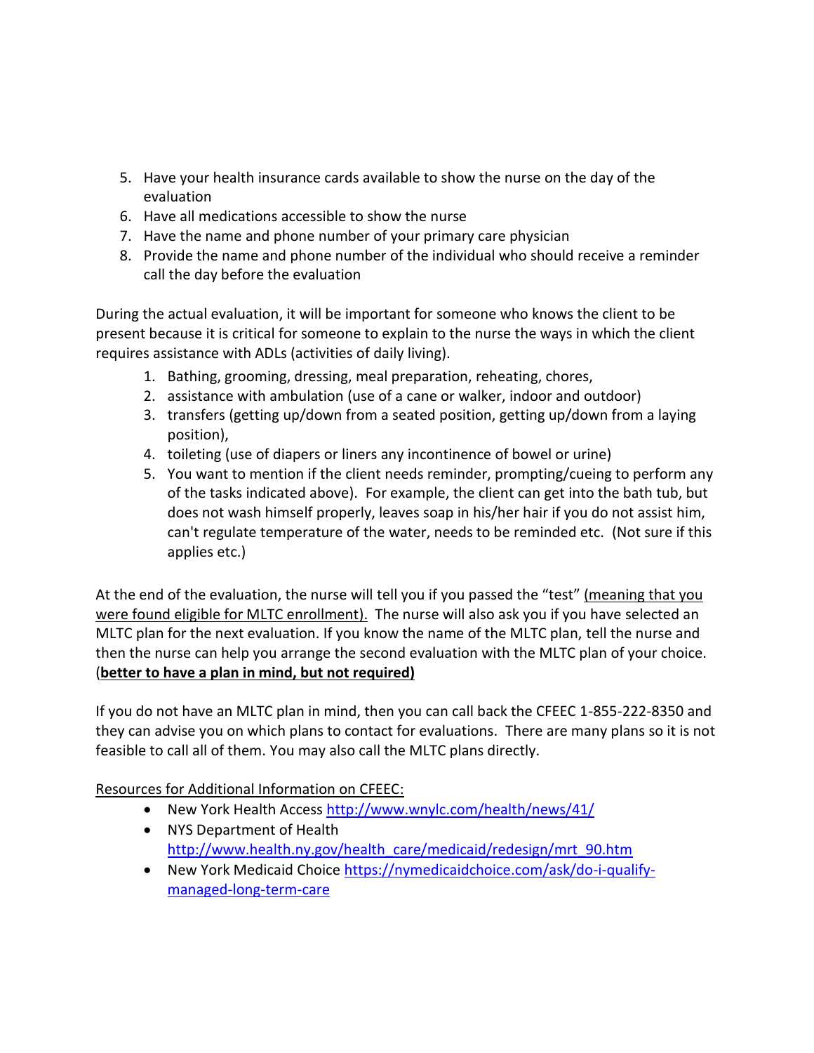5. Have your health insurance cards available to show the nurse on the day of the evaluation
6. Have all medications accessible to show the nurse
7. Have the name and phone number of your primary care physician
8. Provide the name and phone number of the individual who should receive a reminder call the day before the evaluation

During the actual evaluation, it will be important for someone who knows the client to be present because it is critical for someone to explain to the nurse the ways in which the client requires assistance with ADLs (activities of daily living).

1. Bathing, grooming, dressing, meal preparation, reheating, chores,
2. assistance with ambulation (use of a cane or walker, indoor and outdoor)
3. transfers (getting up/down from a seated position, getting up/down from a laying position),
4. toileting (use of diapers or liners any incontinence of bowel or urine)
5. You want to mention if the client needs reminder, prompting/cueing to perform any of the tasks indicated above). For example, the client can get into the bath tub, but does not wash himself properly, leaves soap in his/her hair if you do not assist him, can't regulate temperature of the water, needs to be reminded etc. (Not sure if this applies etc.)

At the end of the evaluation, the nurse will tell you if you passed the "test" <u>(meaning that you were found eligible for MLTC enrollment).</u> The nurse will also ask you if you have selected an MLTC plan for the next evaluation. If you know the name of the MLTC plan, tell the nurse and then the nurse can help you arrange the second evaluation with the MLTC plan of your choice. (<u>**better to have a plan in mind, but not required)**</u>

If you do not have an MLTC plan in mind, then you can call back the CFEEC 1-855-222-8350 and they can advise you on which plans to contact for evaluations. There are many plans so it is not feasible to call all of them. You may also call the MLTC plans directly.

<u>Resources for Additional Information on CFEEC:</u>

- New York Health Access http://www.wnylc.com/health/news/41/
- NYS Department of Health http://www.health.ny.gov/health_care/medicaid/redesign/mrt_90.htm
- New York Medicaid Choice https://nymedicaidchoice.com/ask/do-i-qualify-managed-long-term-care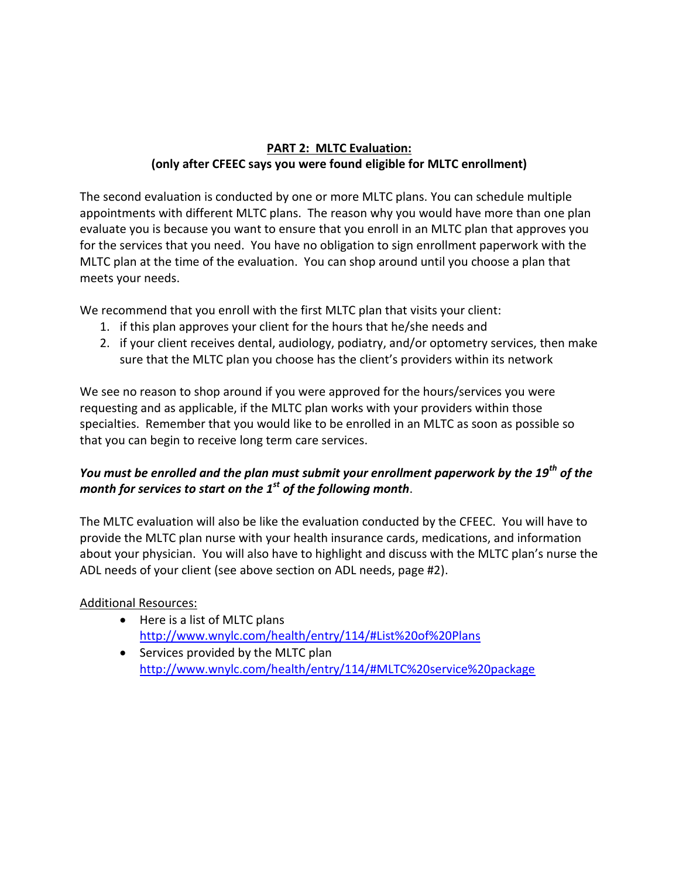## PART 2: MLTC Evaluation:
**(only after CFEEC says you were found eligible for MLTC enrollment)**

The second evaluation is conducted by one or more MLTC plans. You can schedule multiple appointments with different MLTC plans. The reason why you would have more than one plan evaluate you is because you want to ensure that you enroll in an MLTC plan that approves you for the services that you need. You have no obligation to sign enrollment paperwork with the MLTC plan at the time of the evaluation. You can shop around until you choose a plan that meets your needs.

We recommend that you enroll with the first MLTC plan that visits your client:

1. if this plan approves your client for the hours that he/she needs and
2. if your client receives dental, audiology, podiatry, and/or optometry services, then make sure that the MLTC plan you choose has the client's providers within its network

We see no reason to shop around if you were approved for the hours/services you were requesting and as applicable, if the MLTC plan works with your providers within those specialties. Remember that you would like to be enrolled in an MLTC as soon as possible so that you can begin to receive long term care services.

***You must be enrolled and the plan must submit your enrollment paperwork by the 19th of the month for services to start on the 1st of the following month*.**

The MLTC evaluation will also be like the evaluation conducted by the CFEEC. You will have to provide the MLTC plan nurse with your health insurance cards, medications, and information about your physician. You will also have to highlight and discuss with the MLTC plan's nurse the ADL needs of your client (see above section on ADL needs, page #2).

Additional Resources:

- Here is a list of MLTC plans
  http://www.wnylc.com/health/entry/114/#List%20of%20Plans
- Services provided by the MLTC plan
  http://www.wnylc.com/health/entry/114/#MLTC%20service%20package